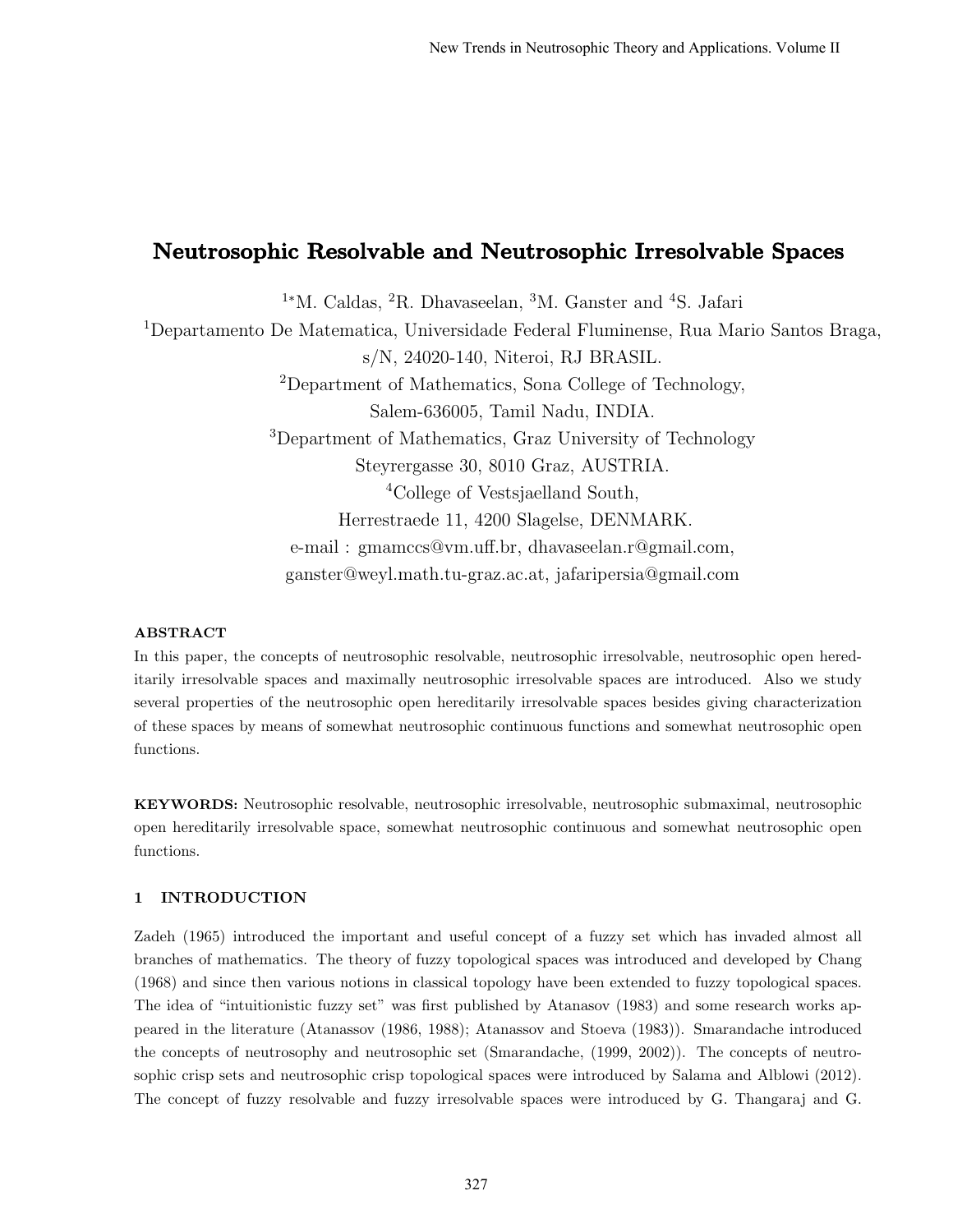# Neutrosophic Resolvable and Neutrosophic Irresolvable Spaces

[1*]M. Caldas, [2]R. Dhavaseelan, [3]M. Ganster and [4]S. Jafari

[1]Departamento De Matematica, Universidade Federal Fluminense, Rua Mario Santos Braga, s/N, 24020-140, Niteroi, RJ BRASIL.

[2]Department of Mathematics, Sona College of Technology, Salem-636005, Tamil Nadu, INDIA.

[3]Department of Mathematics, Graz University of Technology Steyrergasse 30, 8010 Graz, AUSTRIA.

[4]College of Vestsjaelland South, Herrestraede 11, 4200 Slagelse, DENMARK.

e-mail : gmamccs@vm.uff.br, dhavaseelan.r@gmail.com, ganster@weyl.math.tu-graz.ac.at, jafaripersia@gmail.com

### ABSTRACT

In this paper, the concepts of neutrosophic resolvable, neutrosophic irresolvable, neutrosophic open hereditarily irresolvable spaces and maximally neutrosophic irresolvable spaces are introduced. Also we study several properties of the neutrosophic open hereditarily irresolvable spaces besides giving characterization of these spaces by means of somewhat neutrosophic continuous functions and somewhat neutrosophic open functions.

**KEYWORDS:** Neutrosophic resolvable, neutrosophic irresolvable, neutrosophic submaximal, neutrosophic open hereditarily irresolvable space, somewhat neutrosophic continuous and somewhat neutrosophic open functions.

## 1 INTRODUCTION

Zadeh (1965) introduced the important and useful concept of a fuzzy set which has invaded almost all branches of mathematics. The theory of fuzzy topological spaces was introduced and developed by Chang (1968) and since then various notions in classical topology have been extended to fuzzy topological spaces. The idea of "intuitionistic fuzzy set" was first published by Atanasov (1983) and some research works appeared in the literature (Atanassov (1986, 1988); Atanassov and Stoeva (1983)). Smarandache introduced the concepts of neutrosophy and neutrosophic set (Smarandache, (1999, 2002)). The concepts of neutrosophic crisp sets and neutrosophic crisp topological spaces were introduced by Salama and Alblowi (2012). The concept of fuzzy resolvable and fuzzy irresolvable spaces were introduced by G. Thangaraj and G.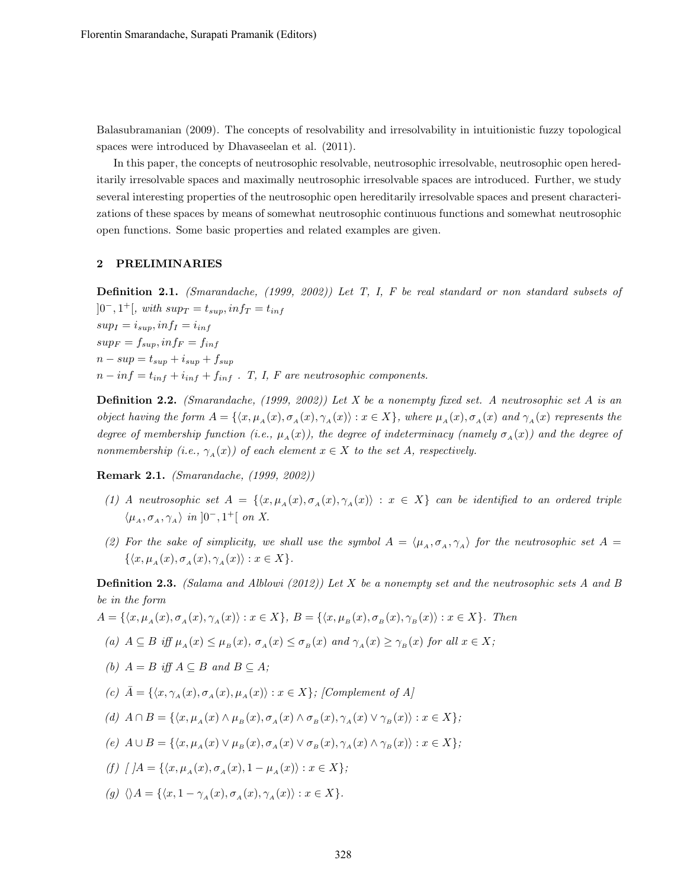Balasubramanian (2009). The concepts of resolvability and irresolvability in intuitionistic fuzzy topological spaces were introduced by Dhavaseelan et al. (2011).

In this paper, the concepts of neutrosophic resolvable, neutrosophic irresolvable, neutrosophic open hereditarily irresolvable spaces and maximally neutrosophic irresolvable spaces are introduced. Further, we study several interesting properties of the neutrosophic open hereditarily irresolvable spaces and present characterizations of these spaces by means of somewhat neutrosophic continuous functions and somewhat neutrosophic open functions. Some basic properties and related examples are given.

## 2 PRELIMINARIES

**Definition 2.1.** *(Smarandache, (1999, 2002)) Let T, I, F be real standard or non standard subsets of* $]0^-, 1^+[$*, with* $sup_T = t_{sup}, inf_T = t_{inf}$
$sup_I = i_{sup}, inf_I = i_{inf}$
$sup_F = f_{sup}, inf_F = f_{inf}$
$n - sup = t_{sup} + i_{sup} + f_{sup}$
$n - inf = t_{inf} + i_{inf} + f_{inf}$ *. T, I, F are neutrosophic components.*

**Definition 2.2.** *(Smarandache, (1999, 2002)) Let X be a nonempty fixed set. A neutrosophic set A is an object having the form* $A = \{\langle x, \mu_A(x), \sigma_A(x), \gamma_A(x)\rangle : x \in X\}$*, where* $\mu_A(x), \sigma_A(x)$ *and* $\gamma_A(x)$ *represents the degree of membership function (i.e.,* $\mu_A(x)$*), the degree of indeterminacy (namely* $\sigma_A(x)$*) and the degree of nonmembership (i.e.,* $\gamma_A(x)$*) of each element* $x \in X$ *to the set A, respectively.*

**Remark 2.1.** *(Smarandache, (1999, 2002))*

*(1) A neutrosophic set* $A = \{\langle x, \mu_A(x), \sigma_A(x), \gamma_A(x)\rangle : x \in X\}$ *can be identified to an ordered triple* $\langle \mu_A, \sigma_A, \gamma_A\rangle$ *in* $]0^-, 1^+[$ *on X.*

*(2) For the sake of simplicity, we shall use the symbol* $A = \langle \mu_A, \sigma_A, \gamma_A\rangle$ *for the neutrosophic set* $A = \{\langle x, \mu_A(x), \sigma_A(x), \gamma_A(x)\rangle : x \in X\}$.

**Definition 2.3.** *(Salama and Alblowi (2012)) Let X be a nonempty set and the neutrosophic sets A and B be in the form*
$A = \{\langle x, \mu_A(x), \sigma_A(x), \gamma_A(x)\rangle : x \in X\}$, $B = \{\langle x, \mu_B(x), \sigma_B(x), \gamma_B(x)\rangle : x \in X\}$*. Then*

*(a)* $A \subseteq B$ *iff* $\mu_A(x) \leq \mu_B(x)$, $\sigma_A(x) \leq \sigma_B(x)$ *and* $\gamma_A(x) \geq \gamma_B(x)$ *for all* $x \in X$*;*

*(b)* $A = B$ *iff* $A \subseteq B$ *and* $B \subseteq A$*;*

*(c)* $\bar{A} = \{\langle x, \gamma_A(x), \sigma_A(x), \mu_A(x)\rangle : x \in X\}$*; [Complement of A]*

*(d)* $A \cap B = \{\langle x, \mu_A(x) \wedge \mu_B(x), \sigma_A(x) \wedge \sigma_B(x), \gamma_A(x) \vee \gamma_B(x)\rangle : x \in X\}$*;*

*(e)* $A \cup B = \{\langle x, \mu_A(x) \vee \mu_B(x), \sigma_A(x) \vee \sigma_B(x), \gamma_A(x) \wedge \gamma_B(x)\rangle : x \in X\}$*;*

*(f)* $[\ ]A = \{\langle x, \mu_A(x), \sigma_A(x), 1 - \mu_A(x)\rangle : x \in X\}$*;*

*(g)* $\langle\rangle A = \{\langle x, 1 - \gamma_A(x), \sigma_A(x), \gamma_A(x)\rangle : x \in X\}$.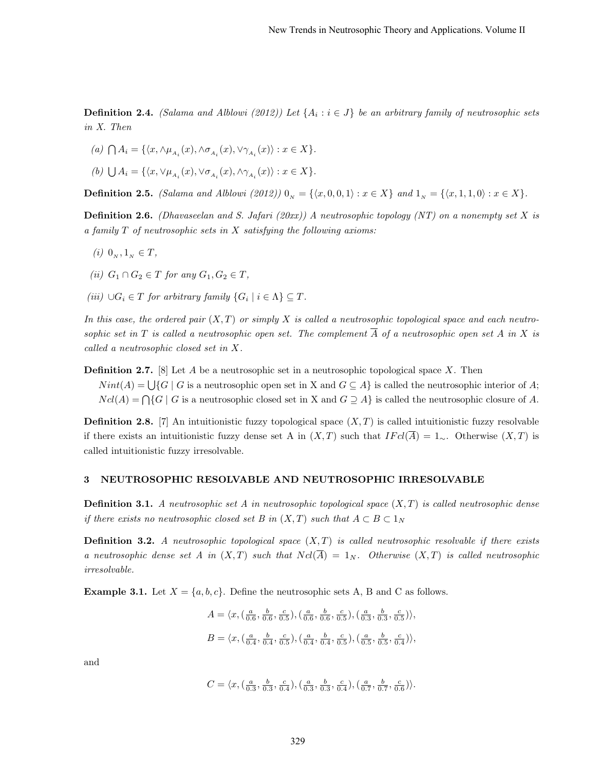**Definition 2.4.** *(Salama and Alblowi (2012)) Let $\{A_i : i \in J\}$ be an arbitrary family of neutrosophic sets in X. Then*

*(a)* $\bigcap A_i = \{\langle x, \wedge\mu_{A_i}(x), \wedge\sigma_{A_i}(x), \vee\gamma_{A_i}(x)\rangle : x \in X\}$.

*(b)* $\bigcup A_i = \{\langle x, \vee\mu_{A_i}(x), \vee\sigma_{A_i}(x), \wedge\gamma_{A_i}(x)\rangle : x \in X\}$.

**Definition 2.5.** *(Salama and Alblowi (2012))* $0_N = \{\langle x, 0, 0, 1\rangle : x \in X\}$ *and* $1_N = \{\langle x, 1, 1, 0\rangle : x \in X\}$.

**Definition 2.6.** *(Dhavaseelan and S. Jafari (20xx)) A neutrosophic topology (NT) on a nonempty set X is a family T of neutrosophic sets in X satisfying the following axioms:*

*(i)* $0_N, 1_N \in T$,

*(ii)* $G_1 \cap G_2 \in T$ *for any* $G_1, G_2 \in T$,

*(iii)* $\cup G_i \in T$ *for arbitrary family* $\{G_i \mid i \in \Lambda\} \subseteq T$.

*In this case, the ordered pair $(X, T)$ or simply $X$ is called a neutrosophic topological space and each neutrosophic set in $T$ is called a neutrosophic open set. The complement $\overline{A}$ of a neutrosophic open set $A$ in $X$ is called a neutrosophic closed set in $X$.*

**Definition 2.7.** [8] Let $A$ be a neutrosophic set in a neutrosophic topological space $X$. Then
$Nint(A) = \bigcup\{G \mid G$ is a neutrosophic open set in X and $G \subseteq A\}$ is called the neutrosophic interior of $A$;
$Ncl(A) = \bigcap\{G \mid G$ is a neutrosophic closed set in X and $G \supseteq A\}$ is called the neutrosophic closure of $A$.

**Definition 2.8.** [7] An intuitionistic fuzzy topological space $(X, T)$ is called intuitionistic fuzzy resolvable if there exists an intuitionistic fuzzy dense set A in $(X, T)$ such that $IFcl(\overline{A}) = 1_\sim$. Otherwise $(X, T)$ is called intuitionistic fuzzy irresolvable.

## 3 NEUTROSOPHIC RESOLVABLE AND NEUTROSOPHIC IRRESOLVABLE

**Definition 3.1.** *A neutrosophic set A in neutrosophic topological space $(X, T)$ is called neutrosophic dense if there exists no neutrosophic closed set B in $(X, T)$ such that $A \subset B \subset 1_N$*

**Definition 3.2.** *A neutrosophic topological space $(X, T)$ is called neutrosophic resolvable if there exists a neutrosophic dense set A in $(X, T)$ such that $Ncl(\overline{A}) = 1_N$. Otherwise $(X, T)$ is called neutrosophic irresolvable.*

**Example 3.1.** Let $X = \{a, b, c\}$. Define the neutrosophic sets A, B and C as follows.

$$A = \langle x, (\tfrac{a}{0.6}, \tfrac{b}{0.6}, \tfrac{c}{0.5}), (\tfrac{a}{0.6}, \tfrac{b}{0.6}, \tfrac{c}{0.5}), (\tfrac{a}{0.3}, \tfrac{b}{0.3}, \tfrac{c}{0.5})\rangle,$$

$$B = \langle x, (\tfrac{a}{0.4}, \tfrac{b}{0.4}, \tfrac{c}{0.5}), (\tfrac{a}{0.4}, \tfrac{b}{0.4}, \tfrac{c}{0.5}), (\tfrac{a}{0.5}, \tfrac{b}{0.5}, \tfrac{c}{0.4})\rangle,$$

and

$$C = \langle x, (\tfrac{a}{0.3}, \tfrac{b}{0.3}, \tfrac{c}{0.4}), (\tfrac{a}{0.3}, \tfrac{b}{0.3}, \tfrac{c}{0.4}), (\tfrac{a}{0.7}, \tfrac{b}{0.7}, \tfrac{c}{0.6})\rangle.$$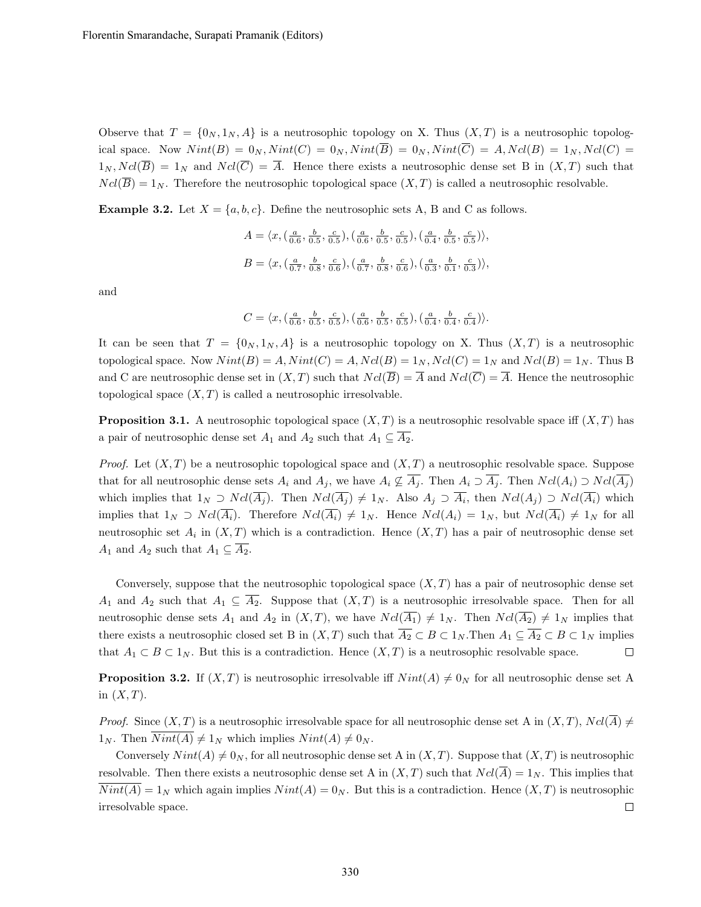Observe that $T = \{0_N, 1_N, A\}$ is a neutrosophic topology on X. Thus $(X,T)$ is a neutrosophic topological space. Now $Nint(B) = 0_N, Nint(C) = 0_N, Nint(\overline{B}) = 0_N, Nint(\overline{C}) = A, Ncl(B) = 1_N, Ncl(C) = 1_N, Ncl(\overline{B}) = 1_N$ and $Ncl(\overline{C}) = \overline{A}$. Hence there exists a neutrosophic dense set B in $(X,T)$ such that $Ncl(\overline{B}) = 1_N$. Therefore the neutrosophic topological space $(X,T)$ is called a neutrosophic resolvable.

**Example 3.2.** Let $X = \{a, b, c\}$. Define the neutrosophic sets A, B and C as follows.

$$A = \langle x, (\tfrac{a}{0.6}, \tfrac{b}{0.5}, \tfrac{c}{0.5}), (\tfrac{a}{0.6}, \tfrac{b}{0.5}, \tfrac{c}{0.5}), (\tfrac{a}{0.4}, \tfrac{b}{0.5}, \tfrac{c}{0.5})\rangle,$$

$$B = \langle x, (\tfrac{a}{0.7}, \tfrac{b}{0.8}, \tfrac{c}{0.6}), (\tfrac{a}{0.7}, \tfrac{b}{0.8}, \tfrac{c}{0.6}), (\tfrac{a}{0.3}, \tfrac{b}{0.1}, \tfrac{c}{0.3})\rangle,$$

and

$$C = \langle x, (\tfrac{a}{0.6}, \tfrac{b}{0.5}, \tfrac{c}{0.5}), (\tfrac{a}{0.6}, \tfrac{b}{0.5}, \tfrac{c}{0.5}), (\tfrac{a}{0.4}, \tfrac{b}{0.4}, \tfrac{c}{0.4})\rangle.$$

It can be seen that $T = \{0_N, 1_N, A\}$ is a neutrosophic topology on X. Thus $(X,T)$ is a neutrosophic topological space. Now $Nint(B) = A, Nint(C) = A, Ncl(B) = 1_N, Ncl(C) = 1_N$ and $Ncl(B) = 1_N$. Thus B and C are neutrosophic dense set in $(X,T)$ such that $Ncl(\overline{B}) = \overline{A}$ and $Ncl(\overline{C}) = \overline{A}$. Hence the neutrosophic topological space $(X,T)$ is called a neutrosophic irresolvable.

**Proposition 3.1.** A neutrosophic topological space $(X,T)$ is a neutrosophic resolvable space iff $(X,T)$ has a pair of neutrosophic dense set $A_1$ and $A_2$ such that $A_1 \subseteq \overline{A_2}$.

*Proof.* Let $(X,T)$ be a neutrosophic topological space and $(X,T)$ a neutrosophic resolvable space. Suppose that for all neutrosophic dense sets $A_i$ and $A_j$, we have $A_i \not\subseteq \overline{A_j}$. Then $A_i \supset \overline{A_j}$. Then $Ncl(A_i) \supset Ncl(\overline{A_j})$ which implies that $1_N \supset Ncl(\overline{A_j})$. Then $Ncl(\overline{A_j}) \neq 1_N$. Also $A_j \supset \overline{A_i}$, then $Ncl(A_j) \supset Ncl(\overline{A_i})$ which implies that $1_N \supset Ncl(\overline{A_i})$. Therefore $Ncl(\overline{A_i}) \neq 1_N$. Hence $Ncl(A_i) = 1_N$, but $Ncl(\overline{A_i}) \neq 1_N$ for all neutrosophic set $A_i$ in $(X,T)$ which is a contradiction. Hence $(X,T)$ has a pair of neutrosophic dense set $A_1$ and $A_2$ such that $A_1 \subseteq \overline{A_2}$.

Conversely, suppose that the neutrosophic topological space $(X,T)$ has a pair of neutrosophic dense set $A_1$ and $A_2$ such that $A_1 \subseteq \overline{A_2}$. Suppose that $(X,T)$ is a neutrosophic irresolvable space. Then for all neutrosophic dense sets $A_1$ and $A_2$ in $(X,T)$, we have $Ncl(\overline{A_1}) \neq 1_N$. Then $Ncl(\overline{A_2}) \neq 1_N$ implies that there exists a neutrosophic closed set B in $(X,T)$ such that $\overline{A_2} \subset B \subset 1_N$.Then $A_1 \subseteq \overline{A_2} \subset B \subset 1_N$ implies that $A_1 \subset B \subset 1_N$. But this is a contradiction. Hence $(X,T)$ is a neutrosophic resolvable space. □

**Proposition 3.2.** If $(X,T)$ is neutrosophic irresolvable iff $Nint(A) \neq 0_N$ for all neutrosophic dense set A in $(X,T)$.

*Proof.* Since $(X,T)$ is a neutrosophic irresolvable space for all neutrosophic dense set A in $(X,T)$, $Ncl(\overline{A}) \neq 1_N$. Then $\overline{Nint(A)} \neq 1_N$ which implies $Nint(A) \neq 0_N$.

Conversely $Nint(A) \neq 0_N$, for all neutrosophic dense set A in $(X,T)$. Suppose that $(X,T)$ is neutrosophic resolvable. Then there exists a neutrosophic dense set A in $(X,T)$ such that $Ncl(\overline{A}) = 1_N$. This implies that $\overline{Nint(A)} = 1_N$ which again implies $Nint(A) = 0_N$. But this is a contradiction. Hence $(X,T)$ is neutrosophic irresolvable space. □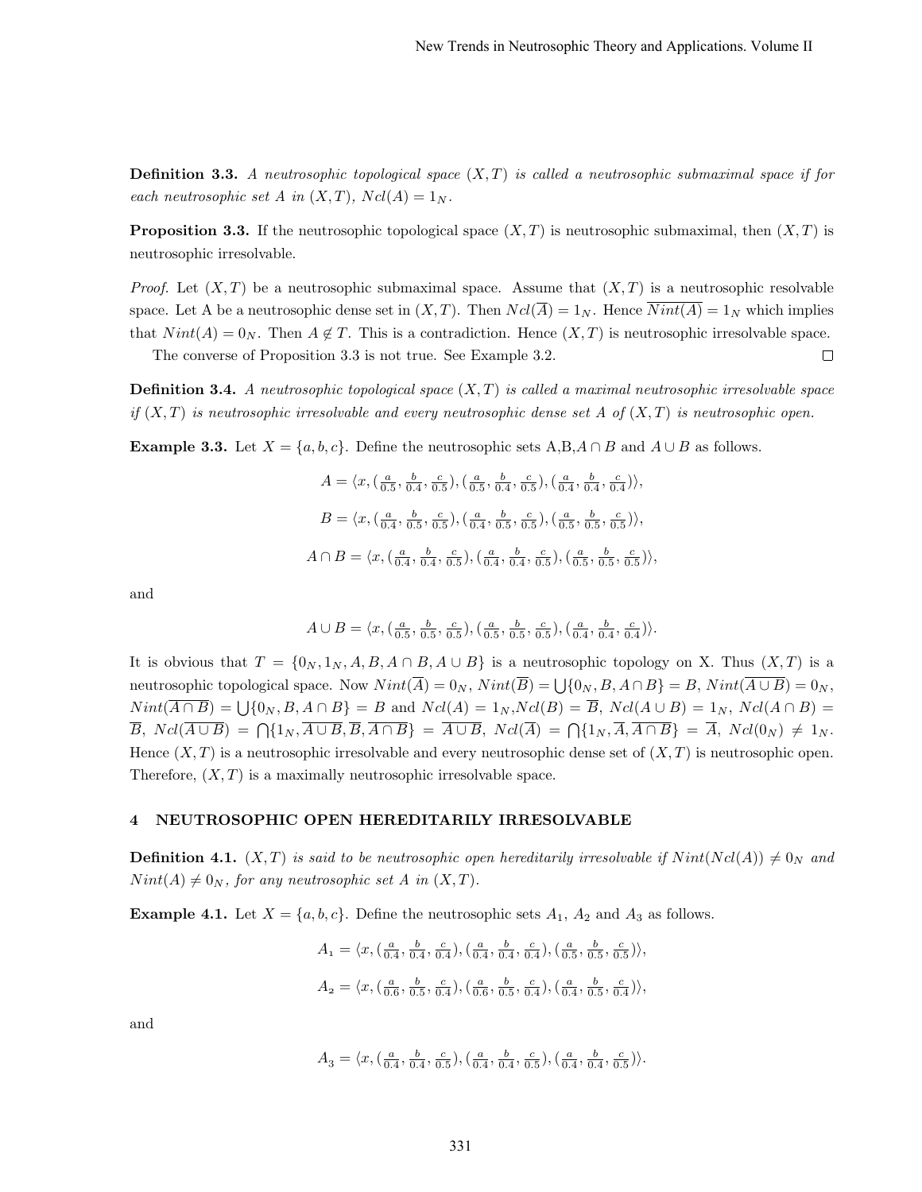**Definition 3.3.** *A neutrosophic topological space $(X, T)$ is called a neutrosophic submaximal space if for each neutrosophic set A in $(X, T)$, $Ncl(A) = 1_N$.*

**Proposition 3.3.** If the neutrosophic topological space $(X, T)$ is neutrosophic submaximal, then $(X, T)$ is neutrosophic irresolvable.

*Proof.* Let $(X, T)$ be a neutrosophic submaximal space. Assume that $(X, T)$ is a neutrosophic resolvable space. Let A be a neutrosophic dense set in $(X, T)$. Then $Ncl(\overline{A}) = 1_N$. Hence $\overline{Nint(A)} = 1_N$ which implies that $Nint(A) = 0_N$. Then $A \notin T$. This is a contradiction. Hence $(X, T)$ is neutrosophic irresolvable space.

The converse of Proposition 3.3 is not true. See Example 3.2. □

**Definition 3.4.** *A neutrosophic topological space $(X, T)$ is called a maximal neutrosophic irresolvable space if $(X, T)$ is neutrosophic irresolvable and every neutrosophic dense set A of $(X, T)$ is neutrosophic open.*

**Example 3.3.** Let $X = \{a, b, c\}$. Define the neutrosophic sets A,B,$A \cap B$ and $A \cup B$ as follows.

$$A = \langle x, (\tfrac{a}{0.5}, \tfrac{b}{0.4}, \tfrac{c}{0.5}), (\tfrac{a}{0.5}, \tfrac{b}{0.4}, \tfrac{c}{0.5}), (\tfrac{a}{0.4}, \tfrac{b}{0.4}, \tfrac{c}{0.4}) \rangle,$$

$$B = \langle x, (\tfrac{a}{0.4}, \tfrac{b}{0.5}, \tfrac{c}{0.5}), (\tfrac{a}{0.4}, \tfrac{b}{0.5}, \tfrac{c}{0.5}), (\tfrac{a}{0.5}, \tfrac{b}{0.5}, \tfrac{c}{0.5}) \rangle,$$

$$A \cap B = \langle x, (\tfrac{a}{0.4}, \tfrac{b}{0.4}, \tfrac{c}{0.5}), (\tfrac{a}{0.4}, \tfrac{b}{0.4}, \tfrac{c}{0.5}), (\tfrac{a}{0.5}, \tfrac{b}{0.5}, \tfrac{c}{0.5}) \rangle,$$

and

$$A \cup B = \langle x, (\tfrac{a}{0.5}, \tfrac{b}{0.5}, \tfrac{c}{0.5}), (\tfrac{a}{0.5}, \tfrac{b}{0.5}, \tfrac{c}{0.5}), (\tfrac{a}{0.4}, \tfrac{b}{0.4}, \tfrac{c}{0.4}) \rangle.$$

It is obvious that $T = \{0_N, 1_N, A, B, A \cap B, A \cup B\}$ is a neutrosophic topology on X. Thus $(X, T)$ is a neutrosophic topological space. Now $Nint(\overline{A}) = 0_N$, $Nint(\overline{B}) = \bigcup\{0_N, B, A \cap B\} = B$, $Nint(\overline{A \cup B}) = 0_N$, $Nint(\overline{A \cap B}) = \bigcup\{0_N, B, A \cap B\} = B$ and $Ncl(A) = 1_N$,$Ncl(B) = \overline{B}$, $Ncl(A \cup B) = 1_N$, $Ncl(A \cap B) = \overline{B}$, $Ncl(\overline{A \cup B}) = \bigcap\{1_N, \overline{A \cup B}, \overline{B}, \overline{A \cap B}\} = \overline{A \cup B}$, $Ncl(\overline{A}) = \bigcap\{1_N, \overline{A}, \overline{A \cap B}\} = \overline{A}$, $Ncl(0_N) \neq 1_N$. Hence $(X, T)$ is a neutrosophic irresolvable and every neutrosophic dense set of $(X, T)$ is neutrosophic open. Therefore, $(X, T)$ is a maximally neutrosophic irresolvable space.

## 4 NEUTROSOPHIC OPEN HEREDITARILY IRRESOLVABLE

**Definition 4.1.** *$(X, T)$ is said to be neutrosophic open hereditarily irresolvable if $Nint(Ncl(A)) \neq 0_N$ and $Nint(A) \neq 0_N$, for any neutrosophic set A in $(X, T)$.*

**Example 4.1.** Let $X = \{a, b, c\}$. Define the neutrosophic sets $A_1$, $A_2$ and $A_3$ as follows.

$$A_1 = \langle x, (\tfrac{a}{0.4}, \tfrac{b}{0.4}, \tfrac{c}{0.4}), (\tfrac{a}{0.4}, \tfrac{b}{0.4}, \tfrac{c}{0.4}), (\tfrac{a}{0.5}, \tfrac{b}{0.5}, \tfrac{c}{0.5}) \rangle,$$

$$A_2 = \langle x, (\tfrac{a}{0.6}, \tfrac{b}{0.5}, \tfrac{c}{0.4}), (\tfrac{a}{0.6}, \tfrac{b}{0.5}, \tfrac{c}{0.4}), (\tfrac{a}{0.4}, \tfrac{b}{0.5}, \tfrac{c}{0.4}) \rangle,$$

and

$$A_3 = \langle x, (\tfrac{a}{0.4}, \tfrac{b}{0.4}, \tfrac{c}{0.5}), (\tfrac{a}{0.4}, \tfrac{b}{0.4}, \tfrac{c}{0.5}), (\tfrac{a}{0.4}, \tfrac{b}{0.4}, \tfrac{c}{0.5}) \rangle.$$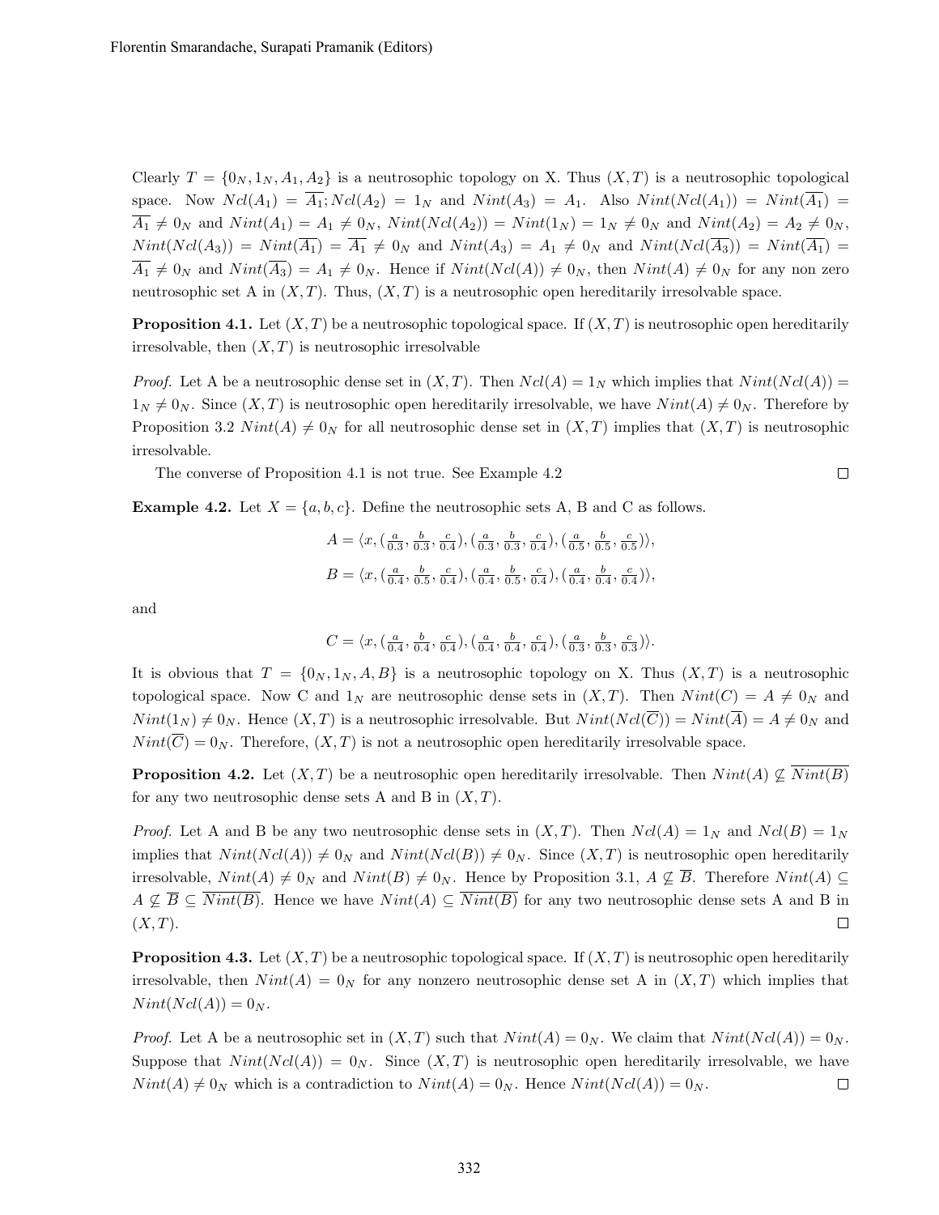Clearly $T = \{0_N, 1_N, A_1, A_2\}$ is a neutrosophic topology on X. Thus $(X, T)$ is a neutrosophic topological space. Now $Ncl(A_1) = \overline{A_1}; Ncl(A_2) = 1_N$ and $Nint(A_3) = A_1$. Also $Nint(Ncl(A_1)) = Nint(\overline{A_1}) = \overline{A_1} \neq 0_N$ and $Nint(A_1) = A_1 \neq 0_N$, $Nint(Ncl(A_2)) = Nint(1_N) = 1_N \neq 0_N$ and $Nint(A_2) = A_2 \neq 0_N$, $Nint(Ncl(A_3)) = Nint(\overline{A_1}) = \overline{A_1} \neq 0_N$ and $Nint(A_3) = A_1 \neq 0_N$ and $Nint(Ncl(\overline{A_3})) = Nint(\overline{A_1}) = \overline{A_1} \neq 0_N$ and $Nint(\overline{A_3}) = A_1 \neq 0_N$. Hence if $Nint(Ncl(A)) \neq 0_N$, then $Nint(A) \neq 0_N$ for any non zero neutrosophic set A in $(X, T)$. Thus, $(X, T)$ is a neutrosophic open hereditarily irresolvable space.

**Proposition 4.1.** Let $(X, T)$ be a neutrosophic topological space. If $(X, T)$ is neutrosophic open hereditarily irresolvable, then $(X, T)$ is neutrosophic irresolvable

*Proof.* Let A be a neutrosophic dense set in $(X, T)$. Then $Ncl(A) = 1_N$ which implies that $Nint(Ncl(A)) = 1_N \neq 0_N$. Since $(X, T)$ is neutrosophic open hereditarily irresolvable, we have $Nint(A) \neq 0_N$. Therefore by Proposition 3.2 $Nint(A) \neq 0_N$ for all neutrosophic dense set in $(X, T)$ implies that $(X, T)$ is neutrosophic irresolvable.

The converse of Proposition 4.1 is not true. See Example 4.2 □

**Example 4.2.** Let $X = \{a, b, c\}$. Define the neutrosophic sets A, B and C as follows.

$$A = \langle x, (\tfrac{a}{0.3}, \tfrac{b}{0.3}, \tfrac{c}{0.4}), (\tfrac{a}{0.3}, \tfrac{b}{0.3}, \tfrac{c}{0.4}), (\tfrac{a}{0.5}, \tfrac{b}{0.5}, \tfrac{c}{0.5})\rangle,$$

$$B = \langle x, (\tfrac{a}{0.4}, \tfrac{b}{0.5}, \tfrac{c}{0.4}), (\tfrac{a}{0.4}, \tfrac{b}{0.5}, \tfrac{c}{0.4}), (\tfrac{a}{0.4}, \tfrac{b}{0.4}, \tfrac{c}{0.4})\rangle,$$

and

$$C = \langle x, (\tfrac{a}{0.4}, \tfrac{b}{0.4}, \tfrac{c}{0.4}), (\tfrac{a}{0.4}, \tfrac{b}{0.4}, \tfrac{c}{0.4}), (\tfrac{a}{0.3}, \tfrac{b}{0.3}, \tfrac{c}{0.3})\rangle.$$

It is obvious that $T = \{0_N, 1_N, A, B\}$ is a neutrosophic topology on X. Thus $(X, T)$ is a neutrosophic topological space. Now C and $1_N$ are neutrosophic dense sets in $(X, T)$. Then $Nint(C) = A \neq 0_N$ and $Nint(1_N) \neq 0_N$. Hence $(X, T)$ is a neutrosophic irresolvable. But $Nint(Ncl(\overline{C})) = Nint(\overline{A}) = A \neq 0_N$ and $Nint(\overline{C}) = 0_N$. Therefore, $(X, T)$ is not a neutrosophic open hereditarily irresolvable space.

**Proposition 4.2.** Let $(X, T)$ be a neutrosophic open hereditarily irresolvable. Then $Nint(A) \not\subseteq \overline{Nint(B)}$ for any two neutrosophic dense sets A and B in $(X, T)$.

*Proof.* Let A and B be any two neutrosophic dense sets in $(X, T)$. Then $Ncl(A) = 1_N$ and $Ncl(B) = 1_N$ implies that $Nint(Ncl(A)) \neq 0_N$ and $Nint(Ncl(B)) \neq 0_N$. Since $(X, T)$ is neutrosophic open hereditarily irresolvable, $Nint(A) \neq 0_N$ and $Nint(B) \neq 0_N$. Hence by Proposition 3.1, $A \not\subseteq \overline{B}$. Therefore $Nint(A) \subseteq A \not\subseteq \overline{B} \subseteq \overline{Nint(B)}$. Hence we have $Nint(A) \subseteq \overline{Nint(B)}$ for any two neutrosophic dense sets A and B in $(X, T)$. □

**Proposition 4.3.** Let $(X, T)$ be a neutrosophic topological space. If $(X, T)$ is neutrosophic open hereditarily irresolvable, then $Nint(A) = 0_N$ for any nonzero neutrosophic dense set A in $(X, T)$ which implies that $Nint(Ncl(A)) = 0_N$.

*Proof.* Let A be a neutrosophic set in $(X, T)$ such that $Nint(A) = 0_N$. We claim that $Nint(Ncl(A)) = 0_N$. Suppose that $Nint(Ncl(A)) = 0_N$. Since $(X, T)$ is neutrosophic open hereditarily irresolvable, we have $Nint(A) \neq 0_N$ which is a contradiction to $Nint(A) = 0_N$. Hence $Nint(Ncl(A)) = 0_N$. □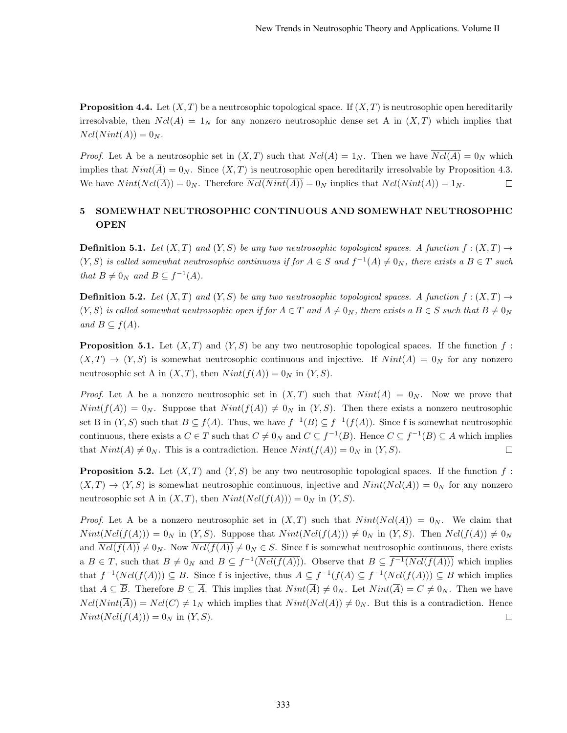**Proposition 4.4.** Let $(X,T)$ be a neutrosophic topological space. If $(X,T)$ is neutrosophic open hereditarily irresolvable, then $Ncl(A) = 1_N$ for any nonzero neutrosophic dense set A in $(X,T)$ which implies that $Ncl(Nint(A)) = 0_N$.

*Proof.* Let A be a neutrosophic set in $(X,T)$ such that $Ncl(A) = 1_N$. Then we have $\overline{Ncl(A)} = 0_N$ which implies that $Nint(\overline{A}) = 0_N$. Since $(X,T)$ is neutrosophic open hereditarily irresolvable by Proposition 4.3. We have $Nint(Ncl(\overline{A})) = 0_N$. Therefore $\overline{Ncl(Nint(A))} = 0_N$ implies that $Ncl(Nint(A)) = 1_N$. □

## 5 SOMEWHAT NEUTROSOPHIC CONTINUOUS AND SOMEWHAT NEUTROSOPHIC OPEN

**Definition 5.1.** *Let $(X,T)$ and $(Y,S)$ be any two neutrosophic topological spaces. A function $f : (X,T) \to (Y,S)$ is called somewhat neutrosophic continuous if for $A \in S$ and $f^{-1}(A) \neq 0_N$, there exists a $B \in T$ such that $B \neq 0_N$ and $B \subseteq f^{-1}(A)$.*

**Definition 5.2.** *Let $(X,T)$ and $(Y,S)$ be any two neutrosophic topological spaces. A function $f : (X,T) \to (Y,S)$ is called somewhat neutrosophic open if for $A \in T$ and $A \neq 0_N$, there exists a $B \in S$ such that $B \neq 0_N$ and $B \subseteq f(A)$.*

**Proposition 5.1.** Let $(X,T)$ and $(Y,S)$ be any two neutrosophic topological spaces. If the function $f : (X,T) \to (Y,S)$ is somewhat neutrosophic continuous and injective. If $Nint(A) = 0_N$ for any nonzero neutrosophic set A in $(X,T)$, then $Nint(f(A)) = 0_N$ in $(Y,S)$.

*Proof.* Let A be a nonzero neutrosophic set in $(X,T)$ such that $Nint(A) = 0_N$. Now we prove that $Nint(f(A)) = 0_N$. Suppose that $Nint(f(A)) \neq 0_N$ in $(Y,S)$. Then there exists a nonzero neutrosophic set B in $(Y,S)$ such that $B \subseteq f(A)$. Thus, we have $f^{-1}(B) \subseteq f^{-1}(f(A))$. Since f is somewhat neutrosophic continuous, there exists a $C \in T$ such that $C \neq 0_N$ and $C \subseteq f^{-1}(B)$. Hence $C \subseteq f^{-1}(B) \subseteq A$ which implies that $Nint(A) \neq 0_N$. This is a contradiction. Hence $Nint(f(A)) = 0_N$ in $(Y,S)$. □

**Proposition 5.2.** Let $(X,T)$ and $(Y,S)$ be any two neutrosophic topological spaces. If the function $f : (X,T) \to (Y,S)$ is somewhat neutrosophic continuous, injective and $Nint(Ncl(A)) = 0_N$ for any nonzero neutrosophic set A in $(X,T)$, then $Nint(Ncl(f(A))) = 0_N$ in $(Y,S)$.

*Proof.* Let A be a nonzero neutrosophic set in $(X,T)$ such that $Nint(Ncl(A)) = 0_N$. We claim that $Nint(Ncl(f(A))) = 0_N$ in $(Y,S)$. Suppose that $Nint(Ncl(f(A))) \neq 0_N$ in $(Y,S)$. Then $Ncl(f(A)) \neq 0_N$ and $\overline{Ncl(f(A))} \neq 0_N$. Now $\overline{Ncl(f(A))} \neq 0_N \in S$. Since f is somewhat neutrosophic continuous, there exists a $B \in T$, such that $B \neq 0_N$ and $B \subseteq f^{-1}(\overline{Ncl(f(A))})$. Observe that $B \subseteq \overline{f^{-1}(Ncl(f(A)))}$ which implies that $f^{-1}(Ncl(f(A))) \subseteq \overline{B}$. Since f is injective, thus $A \subseteq f^{-1}(f(A) \subseteq f^{-1}(Ncl(f(A))) \subseteq \overline{B}$ which implies that $A \subseteq \overline{B}$. Therefore $B \subseteq \overline{A}$. This implies that $Nint(\overline{A}) \neq 0_N$. Let $Nint(\overline{A}) = C \neq 0_N$. Then we have $Ncl(Nint(\overline{A})) = Ncl(C) \neq 1_N$ which implies that $Nint(Ncl(A)) \neq 0_N$. But this is a contradiction. Hence $Nint(Ncl(f(A))) = 0_N$ in $(Y,S)$. □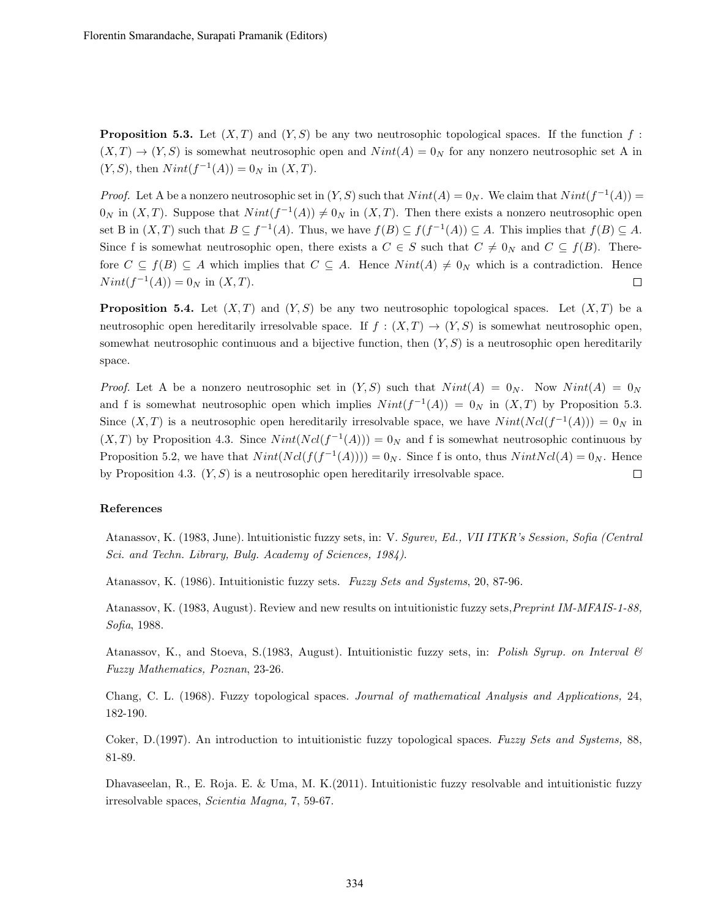**Proposition 5.3.** Let $(X, T)$ and $(Y, S)$ be any two neutrosophic topological spaces. If the function $f : (X, T) \to (Y, S)$ is somewhat neutrosophic open and $Nint(A) = 0_N$ for any nonzero neutrosophic set A in $(Y, S)$, then $Nint(f^{-1}(A)) = 0_N$ in $(X, T)$.

*Proof.* Let A be a nonzero neutrosophic set in $(Y, S)$ such that $Nint(A) = 0_N$. We claim that $Nint(f^{-1}(A)) = 0_N$ in $(X, T)$. Suppose that $Nint(f^{-1}(A)) \neq 0_N$ in $(X, T)$. Then there exists a nonzero neutrosophic open set B in $(X, T)$ such that $B \subseteq f^{-1}(A)$. Thus, we have $f(B) \subseteq f(f^{-1}(A)) \subseteq A$. This implies that $f(B) \subseteq A$. Since f is somewhat neutrosophic open, there exists a $C \in S$ such that $C \neq 0_N$ and $C \subseteq f(B)$. Therefore $C \subseteq f(B) \subseteq A$ which implies that $C \subseteq A$. Hence $Nint(A) \neq 0_N$ which is a contradiction. Hence $Nint(f^{-1}(A)) = 0_N$ in $(X, T)$. □

**Proposition 5.4.** Let $(X, T)$ and $(Y, S)$ be any two neutrosophic topological spaces. Let $(X, T)$ be a neutrosophic open hereditarily irresolvable space. If $f : (X, T) \to (Y, S)$ is somewhat neutrosophic open, somewhat neutrosophic continuous and a bijective function, then $(Y, S)$ is a neutrosophic open hereditarily space.

*Proof.* Let A be a nonzero neutrosophic set in $(Y, S)$ such that $Nint(A) = 0_N$. Now $Nint(A) = 0_N$ and f is somewhat neutrosophic open which implies $Nint(f^{-1}(A)) = 0_N$ in $(X, T)$ by Proposition 5.3. Since $(X, T)$ is a neutrosophic open hereditarily irresolvable space, we have $Nint(Ncl(f^{-1}(A))) = 0_N$ in $(X, T)$ by Proposition 4.3. Since $Nint(Ncl(f^{-1}(A))) = 0_N$ and f is somewhat neutrosophic continuous by Proposition 5.2, we have that $Nint(Ncl(f(f^{-1}(A)))) = 0_N$. Since f is onto, thus $NintNcl(A) = 0_N$. Hence by Proposition 4.3. $(Y, S)$ is a neutrosophic open hereditarily irresolvable space. □

### References

Atanassov, K. (1983, June). lntuitionistic fuzzy sets, in: V. *Sgurev, Ed., VII ITKR's Session, Sofia (Central Sci. and Techn. Library, Bulg. Academy of Sciences, 1984).*

Atanassov, K. (1986). Intuitionistic fuzzy sets. *Fuzzy Sets and Systems*, 20, 87-96.

Atanassov, K. (1983, August). Review and new results on intuitionistic fuzzy sets,*Preprint IM-MFAIS-1-88, Sofia*, 1988.

Atanassov, K., and Stoeva, S.(1983, August). Intuitionistic fuzzy sets, in: *Polish Syrup. on Interval & Fuzzy Mathematics, Poznan*, 23-26.

Chang, C. L. (1968). Fuzzy topological spaces. *Journal of mathematical Analysis and Applications,* 24, 182-190.

Coker, D.(1997). An introduction to intuitionistic fuzzy topological spaces. *Fuzzy Sets and Systems,* 88, 81-89.

Dhavaseelan, R., E. Roja. E. & Uma, M. K.(2011). Intuitionistic fuzzy resolvable and intuitionistic fuzzy irresolvable spaces, *Scientia Magna,* 7, 59-67.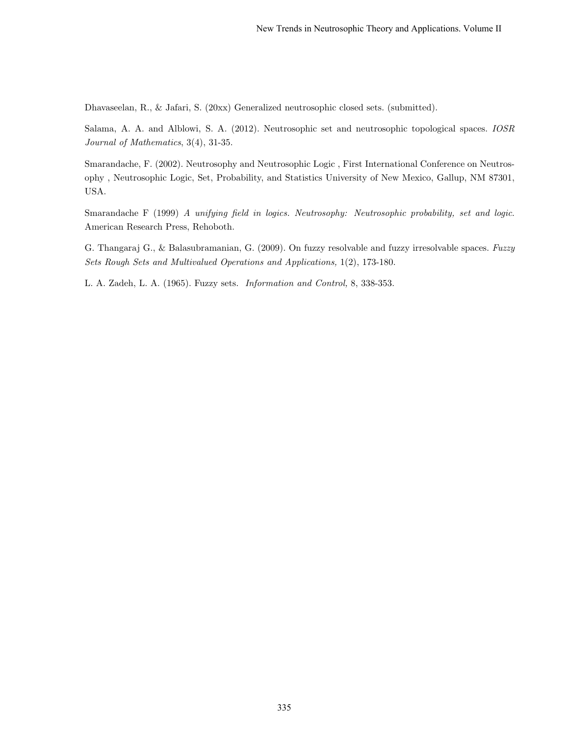Dhavaseelan, R., & Jafari, S. (20xx) Generalized neutrosophic closed sets. (submitted).

Salama, A. A. and Alblowi, S. A. (2012). Neutrosophic set and neutrosophic topological spaces. *IOSR Journal of Mathematics*, 3(4), 31-35.

Smarandache, F. (2002). Neutrosophy and Neutrosophic Logic , First International Conference on Neutrosophy , Neutrosophic Logic, Set, Probability, and Statistics University of New Mexico, Gallup, NM 87301, USA.

Smarandache F (1999) *A unifying field in logics. Neutrosophy: Neutrosophic probability, set and logic.* American Research Press, Rehoboth.

G. Thangaraj G., & Balasubramanian, G. (2009). On fuzzy resolvable and fuzzy irresolvable spaces. *Fuzzy Sets Rough Sets and Multivalued Operations and Applications,* 1(2), 173-180.

L. A. Zadeh, L. A. (1965). Fuzzy sets. *Information and Control,* 8, 338-353.